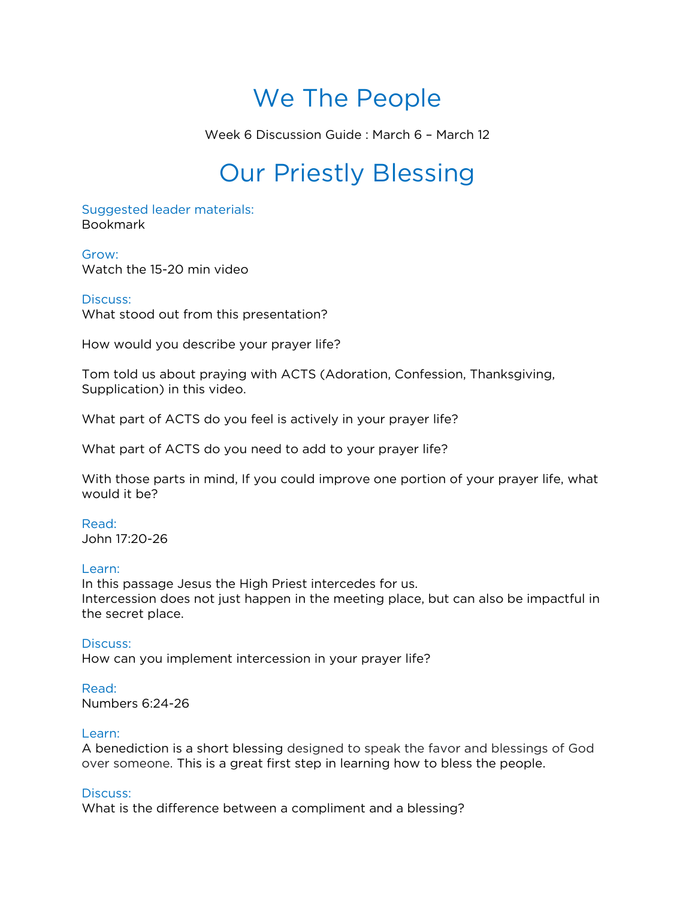# We The People

Week 6 Discussion Guide : March 6 – March 12

## Our Priestly Blessing

Suggested leader materials:
Bookmark

Grow:
Watch the 15-20 min video

Discuss:
What stood out from this presentation?

How would you describe your prayer life?

Tom told us about praying with ACTS (Adoration, Confession, Thanksgiving, Supplication) in this video.

What part of ACTS do you feel is actively in your prayer life?

What part of ACTS do you need to add to your prayer life?

With those parts in mind, If you could improve one portion of your prayer life, what would it be?

Read:
John 17:20-26

Learn:
In this passage Jesus the High Priest intercedes for us.
Intercession does not just happen in the meeting place, but can also be impactful in the secret place.

Discuss:
How can you implement intercession in your prayer life?

Read:
Numbers 6:24-26

Learn:
A benediction is a short blessing designed to speak the favor and blessings of God over someone. This is a great first step in learning how to bless the people.

Discuss:
What is the difference between a compliment and a blessing?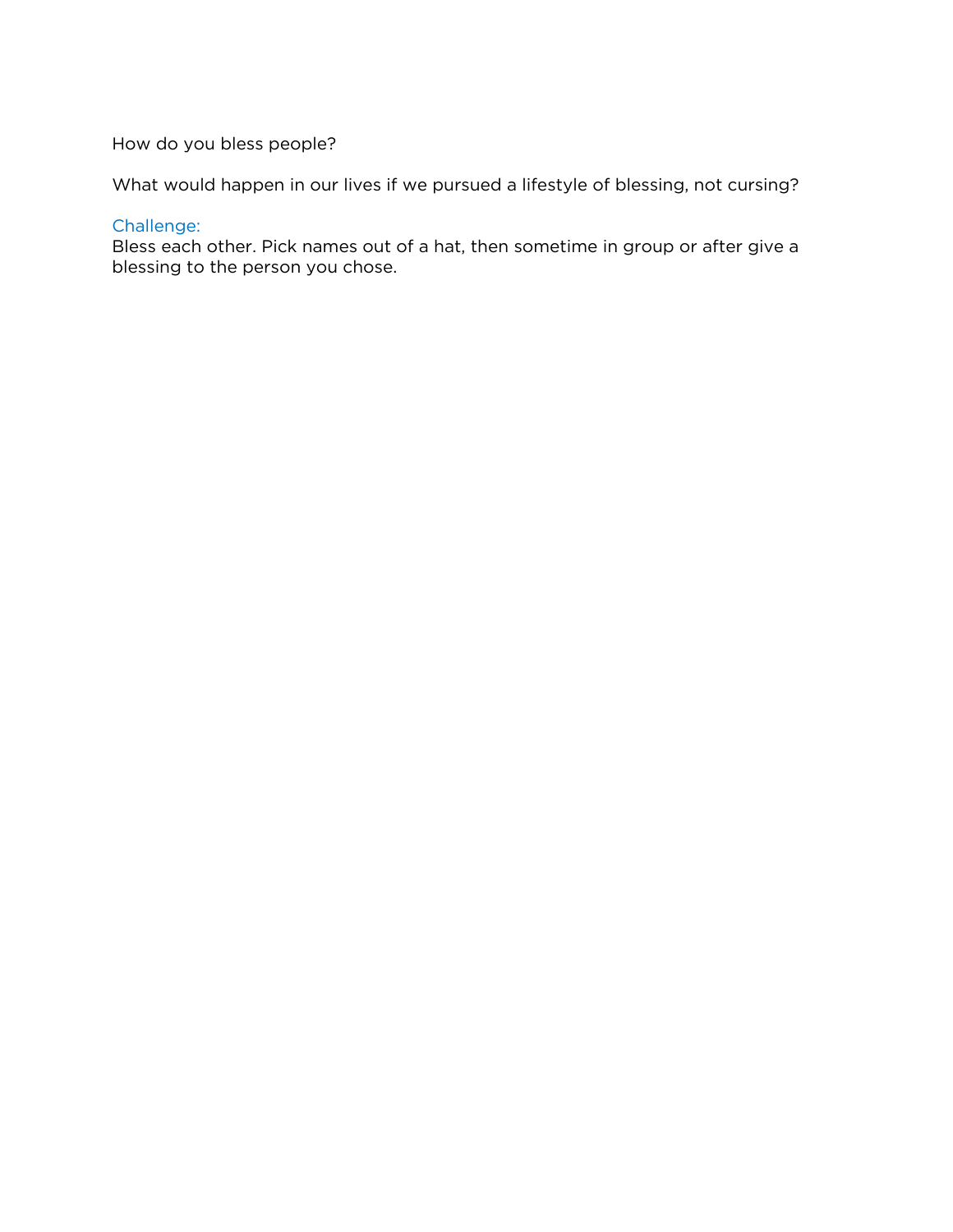How do you bless people?

What would happen in our lives if we pursued a lifestyle of blessing, not cursing?

Challenge:
Bless each other. Pick names out of a hat, then sometime in group or after give a blessing to the person you chose.